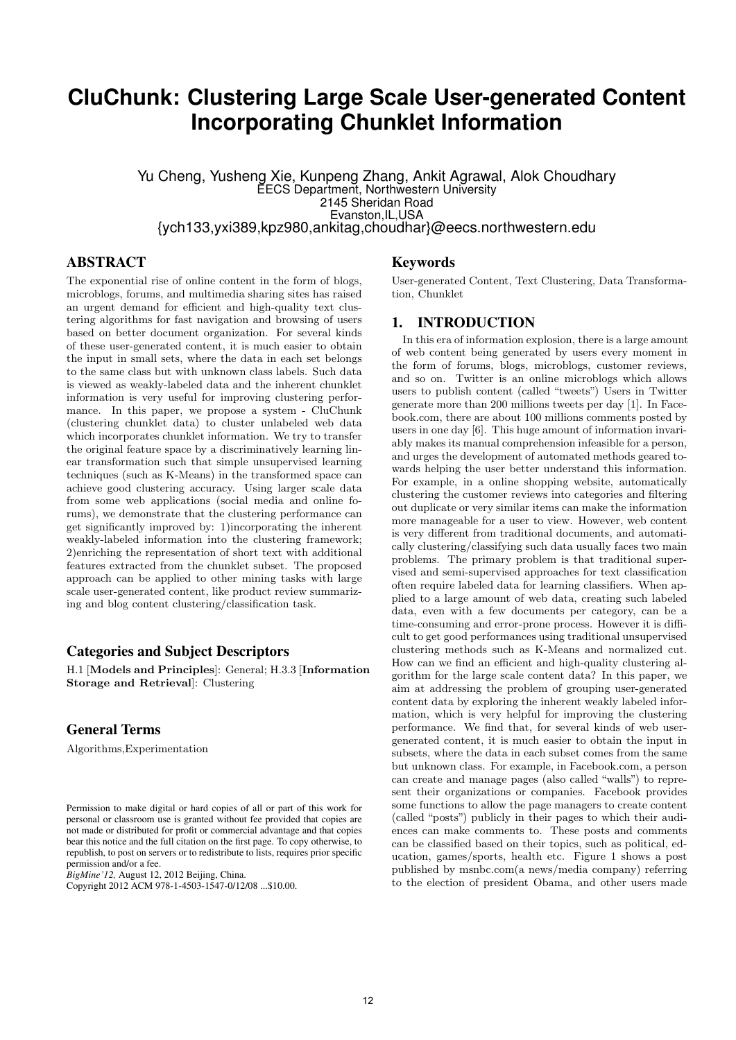# CluChunk: Clustering Large Scale User-generated Content Incorporating Chunklet Information

Yu Cheng, Yusheng Xie, Kunpeng Zhang, Ankit Agrawal, Alok Choudhary
EECS Department, Northwestern University
2145 Sheridan Road
Evanston,IL,USA
{ych133,yxi389,kpz980,ankitag,choudhar}@eecs.northwestern.edu

## ABSTRACT

The exponential rise of online content in the form of blogs, microblogs, forums, and multimedia sharing sites has raised an urgent demand for efficient and high-quality text clustering algorithms for fast navigation and browsing of users based on better document organization. For several kinds of these user-generated content, it is much easier to obtain the input in small sets, where the data in each set belongs to the same class but with unknown class labels. Such data is viewed as weakly-labeled data and the inherent chunklet information is very useful for improving clustering performance. In this paper, we propose a system - CluChunk (clustering chunklet data) to cluster unlabeled web data which incorporates chunklet information. We try to transfer the original feature space by a discriminatively learning linear transformation such that simple unsupervised learning techniques (such as K-Means) in the transformed space can achieve good clustering accuracy. Using larger scale data from some web applications (social media and online forums), we demonstrate that the clustering performance can get significantly improved by: 1)incorporating the inherent weakly-labeled information into the clustering framework; 2)enriching the representation of short text with additional features extracted from the chunklet subset. The proposed approach can be applied to other mining tasks with large scale user-generated content, like product review summarizing and blog content clustering/classification task.

## Categories and Subject Descriptors

H.1 [**Models and Principles**]: General; H.3.3 [**Information Storage and Retrieval**]: Clustering

## General Terms

Algorithms,Experimentation

Permission to make digital or hard copies of all or part of this work for personal or classroom use is granted without fee provided that copies are not made or distributed for profit or commercial advantage and that copies bear this notice and the full citation on the first page. To copy otherwise, to republish, to post on servers or to redistribute to lists, requires prior specific permission and/or a fee.
*BigMine'12,* August 12, 2012 Beijing, China.
Copyright 2012 ACM 978-1-4503-1547-0/12/08 ...$10.00.

## Keywords

User-generated Content, Text Clustering, Data Transformation, Chunklet

## 1. INTRODUCTION

In this era of information explosion, there is a large amount of web content being generated by users every moment in the form of forums, blogs, microblogs, customer reviews, and so on. Twitter is an online microblogs which allows users to publish content (called "tweets") Users in Twitter generate more than 200 millions tweets per day [1]. In Facebook.com, there are about 100 millions comments posted by users in one day [6]. This huge amount of information invariably makes its manual comprehension infeasible for a person, and urges the development of automated methods geared towards helping the user better understand this information. For example, in a online shopping website, automatically clustering the customer reviews into categories and filtering out duplicate or very similar items can make the information more manageable for a user to view. However, web content is very different from traditional documents, and automatically clustering/classifying such data usually faces two main problems. The primary problem is that traditional supervised and semi-supervised approaches for text classification often require labeled data for learning classifiers. When applied to a large amount of web data, creating such labeled data, even with a few documents per category, can be a time-consuming and error-prone process. However it is difficult to get good performances using traditional unsupervised clustering methods such as K-Means and normalized cut. How can we find an efficient and high-quality clustering algorithm for the large scale content data? In this paper, we aim at addressing the problem of grouping user-generated content data by exploring the inherent weakly labeled information, which is very helpful for improving the clustering performance. We find that, for several kinds of web user-generated content, it is much easier to obtain the input in subsets, where the data in each subset comes from the same but unknown class. For example, in Facebook.com, a person can create and manage pages (also called "walls") to represent their organizations or companies. Facebook provides some functions to allow the page managers to create content (called "posts") publicly in their pages to which their audiences can make comments to. These posts and comments can be classified based on their topics, such as political, education, games/sports, health etc. Figure 1 shows a post published by msnbc.com(a news/media company) referring to the election of president Obama, and other users made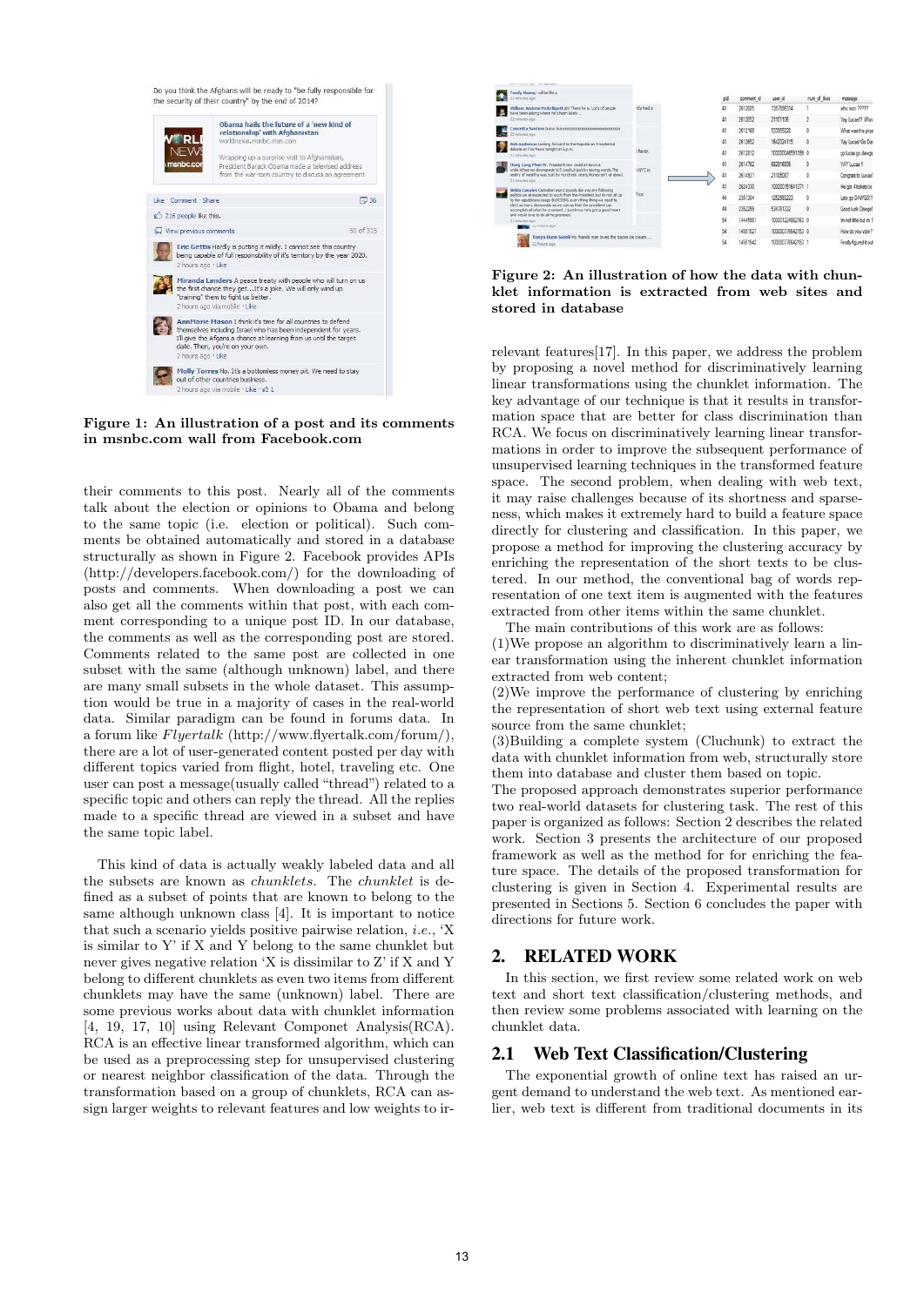Figure 1: An illustration of a post and its comments in msnbc.com wall from Facebook.com

Figure 2: An illustration of how the data with chunklet information is extracted from web sites and stored in database

their comments to this post. Nearly all of the comments talk about the election or opinions to Obama and belong to the same topic (i.e. election or political). Such comments be obtained automatically and stored in a database structurally as shown in Figure 2. Facebook provides APIs (http://developers.facebook.com/) for the downloading of posts and comments. When downloading a post we can also get all the comments within that post, with each comment corresponding to a unique post ID. In our database, the comments as well as the corresponding post are stored. Comments related to the same post are collected in one subset with the same (although unknown) label, and there are many small subsets in the whole dataset. This assumption would be true in a majority of cases in the real-world data. Similar paradigm can be found in forums data. In a forum like *Flyertalk* (http://www.flyertalk.com/forum/), there are a lot of user-generated content posted per day with different topics varied from flight, hotel, traveling etc. One user can post a message(usually called "thread") related to a specific topic and others can reply the thread. All the replies made to a specific thread are viewed in a subset and have the same topic label.

This kind of data is actually weakly labeled data and all the subsets are known as *chunklets*. The *chunklet* is defined as a subset of points that are known to belong to the same although unknown class [4]. It is important to notice that such a scenario yields positive pairwise relation, *i.e.*, 'X is similar to Y' if X and Y belong to the same chunklet but never gives negative relation 'X is dissimilar to Z' if X and Y belong to different chunklets as even two items from different chunklets may have the same (unknown) label. There are some previous works about data with chunklet information [4, 19, 17, 10] using Relevant Componet Analysis(RCA). RCA is an effective linear transformed algorithm, which can be used as a preprocessing step for unsupervised clustering or nearest neighbor classification of the data. Through the transformation based on a group of chunklets, RCA can assign larger weights to relevant features and low weights to irrelevant features[17]. In this paper, we address the problem by proposing a novel method for discriminatively learning linear transformations using the chunklet information. The key advantage of our technique is that it results in transformation space that are better for class discrimination than RCA. We focus on discriminatively learning linear transformations in order to improve the subsequent performance of unsupervised learning techniques in the transformed feature space. The second problem, when dealing with web text, it may raise challenges because of its shortness and sparseness, which makes it extremely hard to build a feature space directly for clustering and classification. In this paper, we propose a method for improving the clustering accuracy by enriching the representation of the short texts to be clustered. In our method, the conventional bag of words representation of one text item is augmented with the features extracted from other items within the same chunklet.

The main contributions of this work are as follows:

(1)We propose an algorithm to discriminatively learn a linear transformation using the inherent chunklet information extracted from web content;

(2)We improve the performance of clustering by enriching the representation of short web text using external feature source from the same chunklet;

(3)Building a complete system (Cluchunk) to extract the data with chunklet information from web, structurally store them into database and cluster them based on topic.

The proposed approach demonstrates superior performance two real-world datasets for clustering task. The rest of this paper is organized as follows: Section 2 describes the related work. Section 3 presents the architecture of our proposed framework as well as the method for for enriching the feature space. The details of the proposed transformation for clustering is given in Section 4. Experimental results are presented in Sections 5. Section 6 concludes the paper with directions for future work.

## 2. RELATED WORK

In this section, we first review some related work on web text and short text classification/clustering methods, and then review some problems associated with learning on the chunklet data.

### 2.1 Web Text Classification/Clustering

The exponential growth of online text has raised an urgent demand to understand the web text. As mentioned earlier, web text is different from traditional documents in its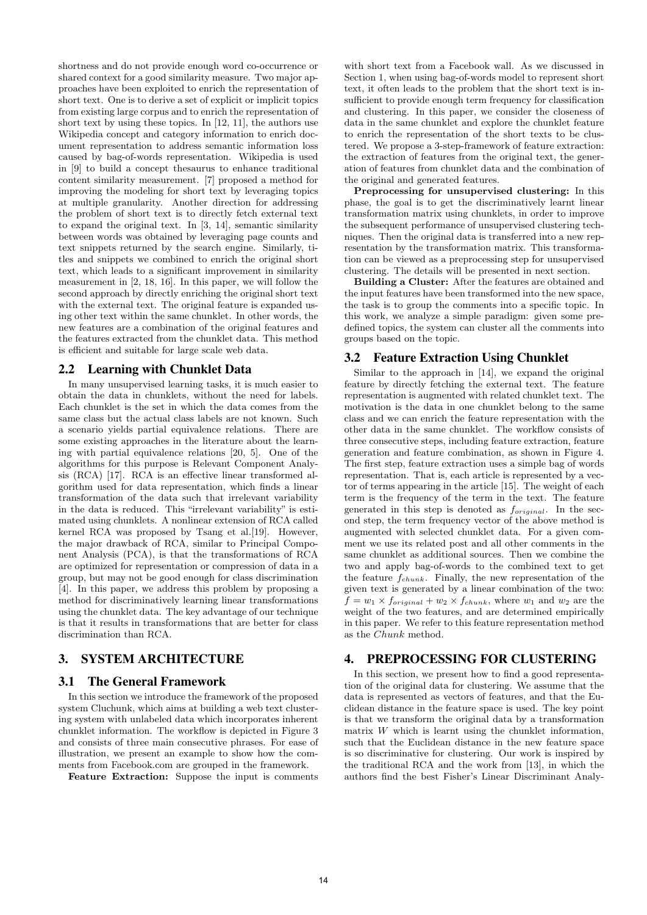shortness and do not provide enough word co-occurrence or shared context for a good similarity measure. Two major approaches have been exploited to enrich the representation of short text. One is to derive a set of explicit or implicit topics from existing large corpus and to enrich the representation of short text by using these topics. In [12, 11], the authors use Wikipedia concept and category information to enrich document representation to address semantic information loss caused by bag-of-words representation. Wikipedia is used in [9] to build a concept thesaurus to enhance traditional content similarity measurement. [7] proposed a method for improving the modeling for short text by leveraging topics at multiple granularity. Another direction for addressing the problem of short text is to directly fetch external text to expand the original text. In [3, 14], semantic similarity between words was obtained by leveraging page counts and text snippets returned by the search engine. Similarly, titles and snippets we combined to enrich the original short text, which leads to a significant improvement in similarity measurement in [2, 18, 16]. In this paper, we will follow the second approach by directly enriching the original short text with the external text. The original feature is expanded using other text within the same chunklet. In other words, the new features are a combination of the original features and the features extracted from the chunklet data. This method is efficient and suitable for large scale web data.

## 2.2 Learning with Chunklet Data

In many unsupervised learning tasks, it is much easier to obtain the data in chunklets, without the need for labels. Each chunklet is the set in which the data comes from the same class but the actual class labels are not known. Such a scenario yields partial equivalence relations. There are some existing approaches in the literature about the learning with partial equivalence relations [20, 5]. One of the algorithms for this purpose is Relevant Component Analysis (RCA) [17]. RCA is an effective linear transformed algorithm used for data representation, which finds a linear transformation of the data such that irrelevant variability in the data is reduced. This "irrelevant variability" is estimated using chunklets. A nonlinear extension of RCA called kernel RCA was proposed by Tsang et al.[19]. However, the major drawback of RCA, similar to Principal Component Analysis (PCA), is that the transformations of RCA are optimized for representation or compression of data in a group, but may not be good enough for class discrimination [4]. In this paper, we address this problem by proposing a method for discriminatively learning linear transformations using the chunklet data. The key advantage of our technique is that it results in transformations that are better for class discrimination than RCA.

# 3. SYSTEM ARCHITECTURE

## 3.1 The General Framework

In this section we introduce the framework of the proposed system Cluchunk, which aims at building a web text clustering system with unlabeled data which incorporates inherent chunklet information. The workflow is depicted in Figure 3 and consists of three main consecutive phrases. For ease of illustration, we present an example to show how the comments from Facebook.com are grouped in the framework.

**Feature Extraction:** Suppose the input is comments with short text from a Facebook wall. As we discussed in Section 1, when using bag-of-words model to represent short text, it often leads to the problem that the short text is insufficient to provide enough term frequency for classification and clustering. In this paper, we consider the closeness of data in the same chunklet and explore the chunklet feature to enrich the representation of the short texts to be clustered. We propose a 3-step-framework of feature extraction: the extraction of features from the original text, the generation of features from chunklet data and the combination of the original and generated features.

**Preprocessing for unsupervised clustering:** In this phase, the goal is to get the discriminatively learnt linear transformation matrix using chunklets, in order to improve the subsequent performance of unsupervised clustering techniques. Then the original data is transferred into a new representation by the transformation matrix. This transformation can be viewed as a preprocessing step for unsupervised clustering. The details will be presented in next section.

**Building a Cluster:** After the features are obtained and the input features have been transformed into the new space, the task is to group the comments into a specific topic. In this work, we analyze a simple paradigm: given some predefined topics, the system can cluster all the comments into groups based on the topic.

## 3.2 Feature Extraction Using Chunklet

Similar to the approach in [14], we expand the original feature by directly fetching the external text. The feature representation is augmented with related chunklet text. The motivation is the data in one chunklet belong to the same class and we can enrich the feature representation with the other data in the same chunklet. The workflow consists of three consecutive steps, including feature extraction, feature generation and feature combination, as shown in Figure 4. The first step, feature extraction uses a simple bag of words representation. That is, each article is represented by a vector of terms appearing in the article [15]. The weight of each term is the frequency of the term in the text. The feature generated in this step is denoted as $f_{original}$. In the second step, the term frequency vector of the above method is augmented with selected chunklet data. For a given comment we use its related post and all other comments in the same chunklet as additional sources. Then we combine the two and apply bag-of-words to the combined text to get the feature $f_{chunk}$. Finally, the new representation of the given text is generated by a linear combination of the two: $f = w_1 \times f_{original} + w_2 \times f_{chunk}$, where $w_1$ and $w_2$ are the weight of the two features, and are determined empirically in this paper. We refer to this feature representation method as the *Chunk* method.

# 4. PREPROCESSING FOR CLUSTERING

In this section, we present how to find a good representation of the original data for clustering. We assume that the data is represented as vectors of features, and that the Euclidean distance in the feature space is used. The key point is that we transform the original data by a transformation matrix $W$ which is learnt using the chunklet information, such that the Euclidean distance in the new feature space is so discriminative for clustering. Our work is inspired by the traditional RCA and the work from [13], in which the authors find the best Fisher's Linear Discriminant Analy-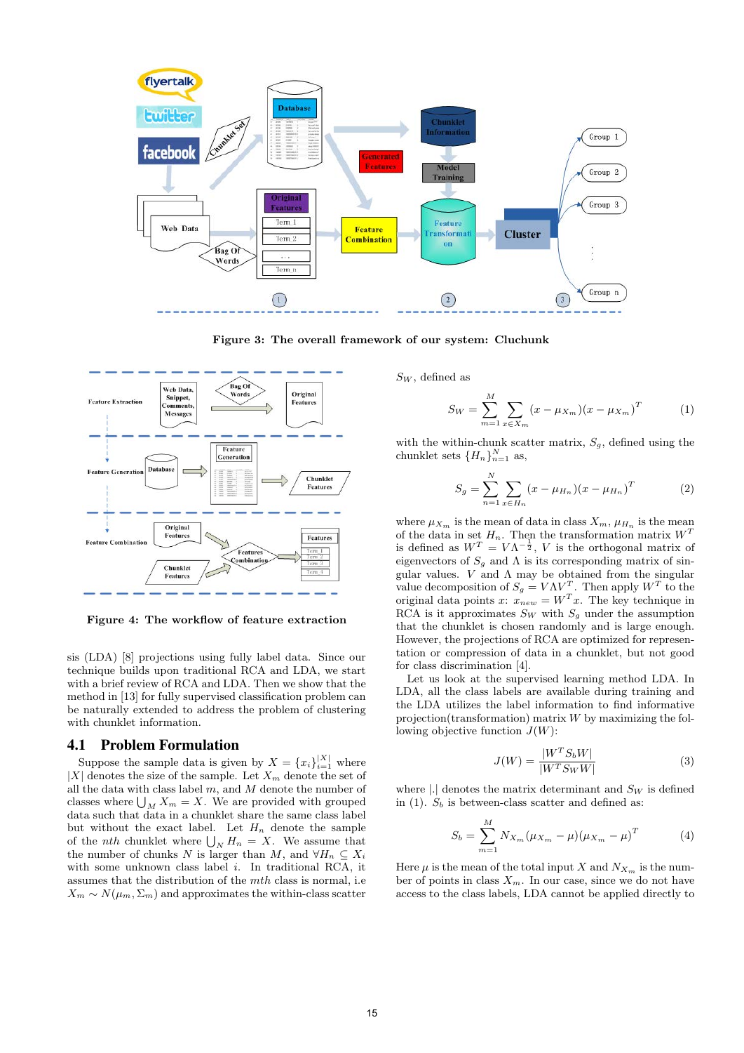Figure 3: The overall framework of our system: Cluchunk

Figure 4: The workflow of feature extraction

sis (LDA) [8] projections using fully label data. Since our technique builds upon traditional RCA and LDA, we start with a brief review of RCA and LDA. Then we show that the method in [13] for fully supervised classification problem can be naturally extended to address the problem of clustering with chunklet information.

## 4.1 Problem Formulation

Suppose the sample data is given by $X = \{x_i\}_{i=1}^{|X|}$ where $|X|$ denotes the size of the sample. Let $X_m$ denote the set of all the data with class label $m$, and $M$ denote the number of classes where $\bigcup_M X_m = X$. We are provided with grouped data such that data in a chunklet share the same class label but without the exact label. Let $H_n$ denote the sample of the $nth$ chunklet where $\bigcup_N H_n = X$. We assume that the number of chunks $N$ is larger than $M$, and $\forall H_n \subseteq X_i$ with some unknown class label $i$. In traditional RCA, it assumes that the distribution of the $mth$ class is normal, i.e $X_m \sim N(\mu_m, \Sigma_m)$ and approximates the within-class scatter $S_W$, defined as

$$S_W = \sum_{m=1}^{M} \sum_{x \in X_m} (x - \mu_{X_m})(x - \mu_{X_m})^T \tag{1}$$

with the within-chunk scatter matrix, $S_g$, defined using the chunklet sets $\{H_n\}_{n=1}^{N}$ as,

$$S_g = \sum_{n=1}^{N} \sum_{x \in H_n} (x - \mu_{H_n})(x - \mu_{H_n})^T \tag{2}$$

where $\mu_{X_m}$ is the mean of data in class $X_m$, $\mu_{H_n}$ is the mean of the data in set $H_n$. Then the transformation matrix $W^T$ is defined as $W^T = V\Lambda^{-\frac{1}{2}}$, $V$ is the orthogonal matrix of eigenvectors of $S_g$ and $\Lambda$ is its corresponding matrix of singular values. $V$ and $\Lambda$ may be obtained from the singular value decomposition of $S_g = V\Lambda V^T$. Then apply $W^T$ to the original data points $x$: $x_{new} = W^T x$. The key technique in RCA is it approximates $S_W$ with $S_g$ under the assumption that the chunklet is chosen randomly and is large enough. However, the projections of RCA are optimized for representation or compression of data in a chunklet, but not good for class discrimination [4].

Let us look at the supervised learning method LDA. In LDA, all the class labels are available during training and the LDA utilizes the label information to find informative projection(transformation) matrix $W$ by maximizing the following objective function $J(W)$:

$$J(W) = \frac{|W^T S_b W|}{|W^T S_W W|} \tag{3}$$

where $|.|$ denotes the matrix determinant and $S_W$ is defined in (1). $S_b$ is between-class scatter and defined as:

$$S_b = \sum_{m=1}^{M} N_{X_m}(\mu_{X_m} - \mu)(\mu_{X_m} - \mu)^T \tag{4}$$

Here $\mu$ is the mean of the total input $X$ and $N_{X_m}$ is the number of points in class $X_m$. In our case, since we do not have access to the class labels, LDA cannot be applied directly to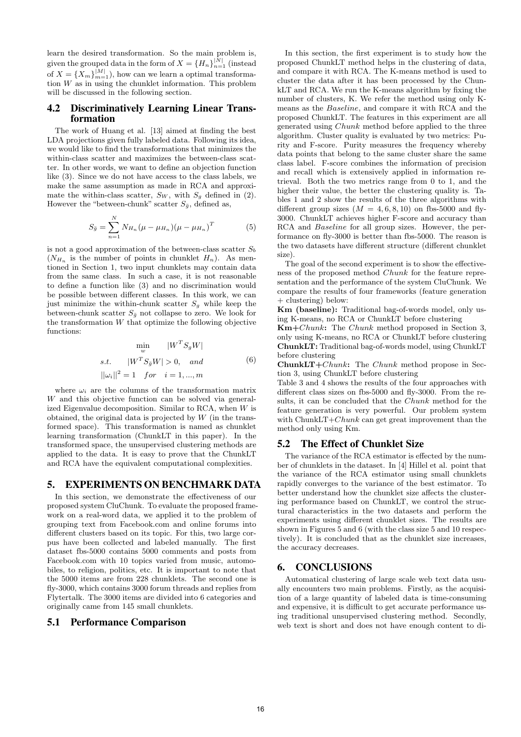learn the desired transformation. So the main problem is, given the grouped data in the form of $X = \{H_n\}_{n=1}^{|N|}$ (instead of $X = \{X_m\}_{m=1}^{|M|}$), how can we learn a optimal transformation $W$ as in using the chunklet information. This problem will be discussed in the following section.

### 4.2 Discriminatively Learning Linear Transformation

The work of Huang et al. [13] aimed at finding the best LDA projections given fully labeled data. Following its idea, we would like to find the transformations that minimizes the within-class scatter and maximizes the between-class scatter. In other words, we want to define an objection function like (3). Since we do not have access to the class labels, we make the same assumption as made in RCA and approximate the within-class scatter, $S_W$, with $S_g$ defined in (2). However the "between-chunk" scatter $S_{\bar{g}}$, defined as,

$$S_{\bar{g}} = \sum_{n=1}^{N} N_{H_n}(\mu - \mu_{H_n})(\mu - \mu_{H_n})^T \tag{5}$$

is not a good approximation of the between-class scatter $S_b$ ($N_{H_n}$ is the number of points in chunklet $H_n$). As mentioned in Section 1, two input chunklets may contain data from the same class. In such a case, it is not reasonable to define a function like (3) and no discrimination would be possible between different classes. In this work, we can just minimize the within-chunk scatter $S_g$ while keep the between-chunk scatter $S_{\bar{g}}$ not collapse to zero. We look for the transformation $W$ that optimize the following objective functions:

$$\begin{aligned} &\min_{w} \quad |W^T S_g W| \\ &s.t. \quad |W^T S_{\bar{g}} W| > 0, \quad and \\ &||\omega_i||^2 = 1 \quad for \quad i = 1, ..., m \end{aligned} \tag{6}$$

where $\omega_i$ are the columns of the transformation matrix $W$ and this objective function can be solved via generalized Eigenvalue decomposition. Similar to RCA, when $W$ is obtained, the original data is projected by $W$ (in the transformed space). This transformation is named as chunklet learning transformation (ChunkLT in this paper). In the transformed space, the unsupervised clustering methods are applied to the data. It is easy to prove that the ChunkLT and RCA have the equivalent computational complexities.

## 5. EXPERIMENTS ON BENCHMARK DATA

In this section, we demonstrate the effectiveness of our proposed system CluChunk. To evaluate the proposed framework on a real-word data, we applied it to the problem of grouping text from Facebook.com and online forums into different clusters based on its topic. For this, two large corpus have been collected and labeled manually. The first dataset fbs-5000 contains 5000 comments and posts from Facebook.com with 10 topics varied from music, automobiles, to religion, politics, etc. It is important to note that the 5000 items are from 228 chunklets. The second one is fly-3000, which contains 3000 forum threads and replies from Flytertalk. The 3000 items are divided into 6 categories and originally came from 145 small chunklets.

### 5.1 Performance Comparison

In this section, the first experiment is to study how the proposed ChunkLT method helps in the clustering of data, and compare it with RCA. The K-means method is used to cluster the data after it has been processed by the ChunkLT and RCA. We run the K-means algorithm by fixing the number of clusters, K. We refer the method using only K-means as the *Baseline*, and compare it with RCA and the proposed ChunkLT. The features in this experiment are all generated using *Chunk* method before applied to the three algorithm. Cluster quality is evaluated by two metrics: Purity and F-score. Purity measures the frequency whereby data points that belong to the same cluster share the same class label. F-score combines the information of precision and recall which is extensively applied in information retrieval. Both the two metrics range from 0 to 1, and the higher their value, the better the clustering quality is. Tables 1 and 2 show the results of the three algorithms with different group sizes ($M = 4, 6, 8, 10$) on fbs-5000 and fly-3000. ChunkLT achieves higher F-score and accuracy than RCA and *Baseline* for all group sizes. However, the performance on fly-3000 is better than fbs-5000. The reason is the two datasets have different structure (different chunklet size).

The goal of the second experiment is to show the effectiveness of the proposed method *Chunk* for the feature representation and the performance of the system CluChunk. We compare the results of four frameworks (feature generation + clustering) below:

**Km (baseline):** Traditional bag-of-words model, only using K-means, no RCA or ChunkLT before clustering

**Km+*Chunk*:** The *Chunk* method proposed in Section 3, only using K-means, no RCA or ChunkLT before clustering

**ChunkLT:** Traditional bag-of-words model, using ChunkLT before clustering

**ChunkLT+*Chunk*:** The *Chunk* method propose in Section 3, using ChunkLT before clustering

Table 3 and 4 shows the results of the four approaches with different class sizes on fbs-5000 and fly-3000. From the results, it can be concluded that the *Chunk* method for the feature generation is very powerful. Our problem system with ChunkLT+*Chunk* can get great improvement than the method only using Km.

### 5.2 The Effect of Chunklet Size

The variance of the RCA estimator is effected by the number of chunklets in the dataset. In [4] Hillel et al. point that the variance of the RCA estimator using small chunklets rapidly converges to the variance of the best estimator. To better understand how the chunklet size affects the clustering performance based on ChunkLT, we control the structural characteristics in the two datasets and perform the experiments using different chunklet sizes. The results are shown in Figures 5 and 6 (with the class size 5 and 10 respectively). It is concluded that as the chunklet size increases, the accuracy decreases.

## 6. CONCLUSIONS

Automatical clustering of large scale web text data usually encounters two main problems. Firstly, as the acquisition of a large quantity of labeled data is time-consuming and expensive, it is difficult to get accurate performance using traditional unsupervised clustering method. Secondly, web text is short and does not have enough content to di-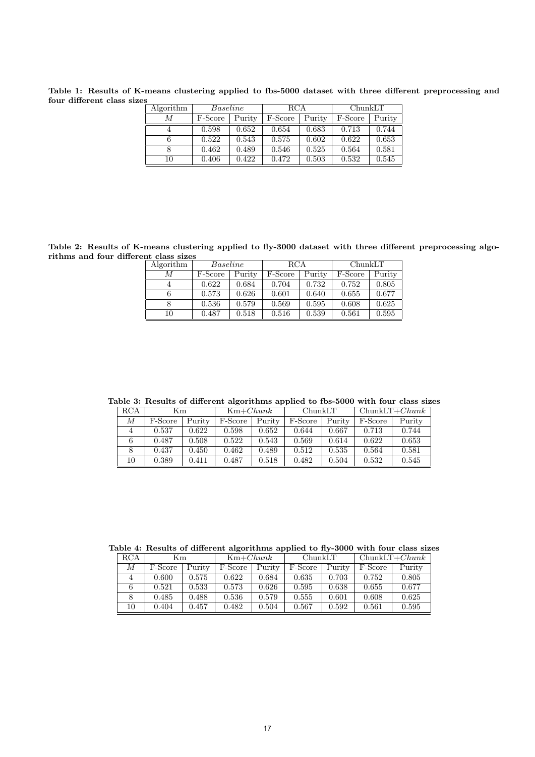**Table 1: Results of K-means clustering applied to fbs-5000 dataset with three different preprocessing and four different class sizes**

| Algorithm | *Baseline* | | RCA | | ChunkLT | |
|---|---|---|---|---|---|---|
| $M$ | F-Score | Purity | F-Score | Purity | F-Score | Purity |
| 4 | 0.598 | 0.652 | 0.654 | 0.683 | 0.713 | 0.744 |
| 6 | 0.522 | 0.543 | 0.575 | 0.602 | 0.622 | 0.653 |
| 8 | 0.462 | 0.489 | 0.546 | 0.525 | 0.564 | 0.581 |
| 10 | 0.406 | 0.422 | 0.472 | 0.503 | 0.532 | 0.545 |

**Table 2: Results of K-means clustering applied to fly-3000 dataset with three different preprocessing algorithms and four different class sizes**

| Algorithm | *Baseline* | | RCA | | ChunkLT | |
|---|---|---|---|---|---|---|
| $M$ | F-Score | Purity | F-Score | Purity | F-Score | Purity |
| 4 | 0.622 | 0.684 | 0.704 | 0.732 | 0.752 | 0.805 |
| 6 | 0.573 | 0.626 | 0.601 | 0.640 | 0.655 | 0.677 |
| 8 | 0.536 | 0.579 | 0.569 | 0.595 | 0.608 | 0.625 |
| 10 | 0.487 | 0.518 | 0.516 | 0.539 | 0.561 | 0.595 |

**Table 3: Results of different algorithms applied to fbs-5000 with four class sizes**

| RCA | Km | | Km+*Chunk* | | ChunkLT | | ChunkLT+*Chunk* | |
|---|---|---|---|---|---|---|---|---|
| $M$ | F-Score | Purity | F-Score | Purity | F-Score | Purity | F-Score | Purity |
| 4 | 0.537 | 0.622 | 0.598 | 0.652 | 0.644 | 0.667 | 0.713 | 0.744 |
| 6 | 0.487 | 0.508 | 0.522 | 0.543 | 0.569 | 0.614 | 0.622 | 0.653 |
| 8 | 0.437 | 0.450 | 0.462 | 0.489 | 0.512 | 0.535 | 0.564 | 0.581 |
| 10 | 0.389 | 0.411 | 0.487 | 0.518 | 0.482 | 0.504 | 0.532 | 0.545 |

**Table 4: Results of different algorithms applied to fly-3000 with four class sizes**

| RCA | Km | | Km+*Chunk* | | ChunkLT | | ChunkLT+*Chunk* | |
|---|---|---|---|---|---|---|---|---|
| $M$ | F-Score | Purity | F-Score | Purity | F-Score | Purity | F-Score | Purity |
| 4 | 0.600 | 0.575 | 0.622 | 0.684 | 0.635 | 0.703 | 0.752 | 0.805 |
| 6 | 0.521 | 0.533 | 0.573 | 0.626 | 0.595 | 0.638 | 0.655 | 0.677 |
| 8 | 0.485 | 0.488 | 0.536 | 0.579 | 0.555 | 0.601 | 0.608 | 0.625 |
| 10 | 0.404 | 0.457 | 0.482 | 0.504 | 0.567 | 0.592 | 0.561 | 0.595 |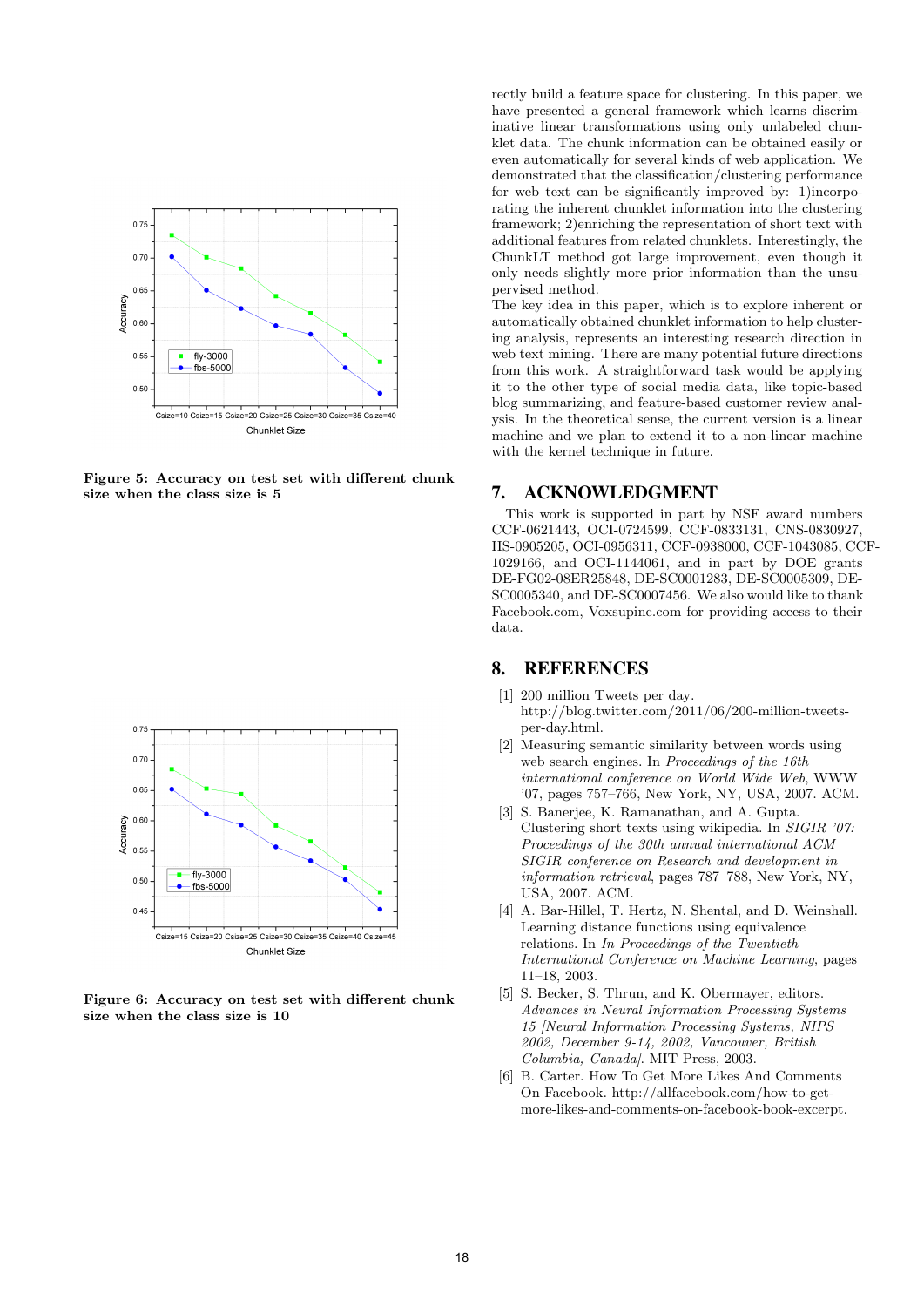Figure 5: Accuracy on test set with different chunk size when the class size is 5

Figure 6: Accuracy on test set with different chunk size when the class size is 10

rectly build a feature space for clustering. In this paper, we have presented a general framework which learns discriminative linear transformations using only unlabeled chunklet data. The chunk information can be obtained easily or even automatically for several kinds of web application. We demonstrated that the classification/clustering performance for web text can be significantly improved by: 1)incorporating the inherent chunklet information into the clustering framework; 2)enriching the representation of short text with additional features from related chunklets. Interestingly, the ChunkLT method got large improvement, even though it only needs slightly more prior information than the unsupervised method.

The key idea in this paper, which is to explore inherent or automatically obtained chunklet information to help clustering analysis, represents an interesting research direction in web text mining. There are many potential future directions from this work. A straightforward task would be applying it to the other type of social media data, like topic-based blog summarizing, and feature-based customer review analysis. In the theoretical sense, the current version is a linear machine and we plan to extend it to a non-linear machine with the kernel technique in future.

## 7. ACKNOWLEDGMENT

This work is supported in part by NSF award numbers CCF-0621443, OCI-0724599, CCF-0833131, CNS-0830927, IIS-0905205, OCI-0956311, CCF-0938000, CCF-1043085, CCF-1029166, and OCI-1144061, and in part by DOE grants DE-FG02-08ER25848, DE-SC0001283, DE-SC0005309, DE-SC0005340, and DE-SC0007456. We also would like to thank Facebook.com, Voxsupinc.com for providing access to their data.

## 8. REFERENCES

[1] 200 million Tweets per day. http://blog.twitter.com/2011/06/200-million-tweets-per-day.html.

[2] Measuring semantic similarity between words using web search engines. In *Proceedings of the 16th international conference on World Wide Web*, WWW '07, pages 757–766, New York, NY, USA, 2007. ACM.

[3] S. Banerjee, K. Ramanathan, and A. Gupta. Clustering short texts using wikipedia. In *SIGIR '07: Proceedings of the 30th annual international ACM SIGIR conference on Research and development in information retrieval*, pages 787–788, New York, NY, USA, 2007. ACM.

[4] A. Bar-Hillel, T. Hertz, N. Shental, and D. Weinshall. Learning distance functions using equivalence relations. In *In Proceedings of the Twentieth International Conference on Machine Learning*, pages 11–18, 2003.

[5] S. Becker, S. Thrun, and K. Obermayer, editors. *Advances in Neural Information Processing Systems 15 [Neural Information Processing Systems, NIPS 2002, December 9-14, 2002, Vancouver, British Columbia, Canada]*. MIT Press, 2003.

[6] B. Carter. How To Get More Likes And Comments On Facebook. http://allfacebook.com/how-to-get-more-likes-and-comments-on-facebook-book-excerpt.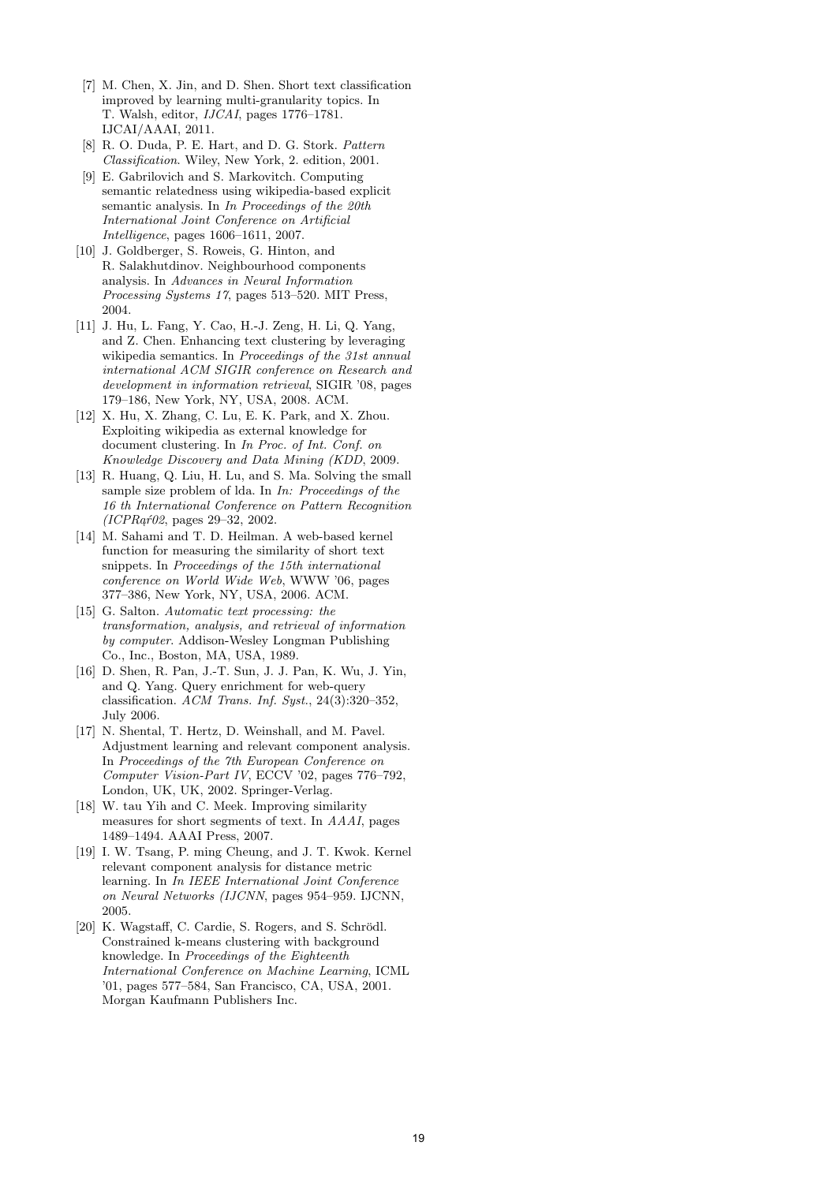[7] M. Chen, X. Jin, and D. Shen. Short text classification improved by learning multi-granularity topics. In T. Walsh, editor, *IJCAI*, pages 1776–1781. IJCAI/AAAI, 2011.

[8] R. O. Duda, P. E. Hart, and D. G. Stork. *Pattern Classification*. Wiley, New York, 2. edition, 2001.

[9] E. Gabrilovich and S. Markovitch. Computing semantic relatedness using wikipedia-based explicit semantic analysis. In *In Proceedings of the 20th International Joint Conference on Artificial Intelligence*, pages 1606–1611, 2007.

[10] J. Goldberger, S. Roweis, G. Hinton, and R. Salakhutdinov. Neighbourhood components analysis. In *Advances in Neural Information Processing Systems 17*, pages 513–520. MIT Press, 2004.

[11] J. Hu, L. Fang, Y. Cao, H.-J. Zeng, H. Li, Q. Yang, and Z. Chen. Enhancing text clustering by leveraging wikipedia semantics. In *Proceedings of the 31st annual international ACM SIGIR conference on Research and development in information retrieval*, SIGIR '08, pages 179–186, New York, NY, USA, 2008. ACM.

[12] X. Hu, X. Zhang, C. Lu, E. K. Park, and X. Zhou. Exploiting wikipedia as external knowledge for document clustering. In *In Proc. of Int. Conf. on Knowledge Discovery and Data Mining (KDD*, 2009.

[13] R. Huang, Q. Liu, H. Lu, and S. Ma. Solving the small sample size problem of lda. In *In: Proceedings of the 16 th International Conference on Pattern Recognition (ICPRqŕ02*, pages 29–32, 2002.

[14] M. Sahami and T. D. Heilman. A web-based kernel function for measuring the similarity of short text snippets. In *Proceedings of the 15th international conference on World Wide Web*, WWW '06, pages 377–386, New York, NY, USA, 2006. ACM.

[15] G. Salton. *Automatic text processing: the transformation, analysis, and retrieval of information by computer*. Addison-Wesley Longman Publishing Co., Inc., Boston, MA, USA, 1989.

[16] D. Shen, R. Pan, J.-T. Sun, J. J. Pan, K. Wu, J. Yin, and Q. Yang. Query enrichment for web-query classification. *ACM Trans. Inf. Syst.*, 24(3):320–352, July 2006.

[17] N. Shental, T. Hertz, D. Weinshall, and M. Pavel. Adjustment learning and relevant component analysis. In *Proceedings of the 7th European Conference on Computer Vision-Part IV*, ECCV '02, pages 776–792, London, UK, UK, 2002. Springer-Verlag.

[18] W. tau Yih and C. Meek. Improving similarity measures for short segments of text. In *AAAI*, pages 1489–1494. AAAI Press, 2007.

[19] I. W. Tsang, P. ming Cheung, and J. T. Kwok. Kernel relevant component analysis for distance metric learning. In *In IEEE International Joint Conference on Neural Networks (IJCNN*, pages 954–959. IJCNN, 2005.

[20] K. Wagstaff, C. Cardie, S. Rogers, and S. Schrödl. Constrained k-means clustering with background knowledge. In *Proceedings of the Eighteenth International Conference on Machine Learning*, ICML '01, pages 577–584, San Francisco, CA, USA, 2001. Morgan Kaufmann Publishers Inc.